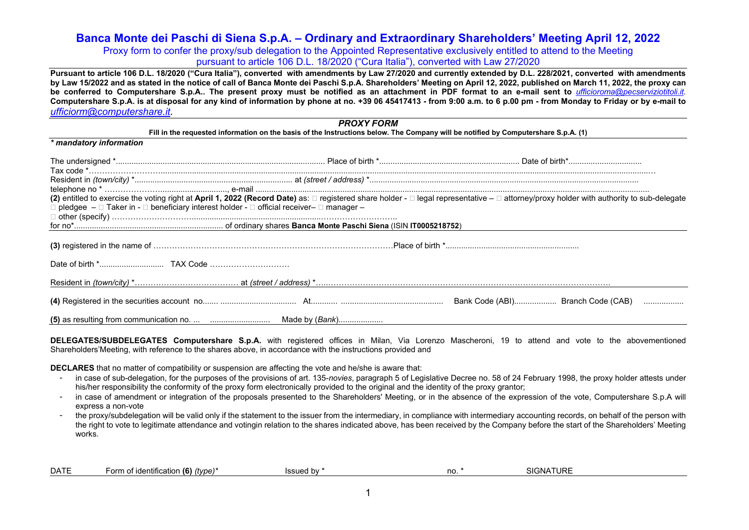# Banca Monte dei Paschi di Siena S.p.A. – Ordinary and Extraordinary Shareholders' Meeting April 12, 2022

Proxy form to confer the proxy/sub delegation to the Appointed Representative exclusively entitled to attend to the Meeting pursuant to article 106 D.L. 18/2020 ("Cura Italia"), converted with Law 27/2020

**Pursuant to article 106 D.L. 18/2020 ("Cura Italia"), converted with amendments by Law 27/2020 and currently extended by D.L. 228/2021, converted with amendments by Law 15/2022 and as stated in the notice of call of Banca Monte dei Paschi S.p.A. Shareholders' Meeting on April 12, 2022, published on March 11, 2022, the proxy can be conferred to Computershare S.p.A.. The present proxy must be notified as an attachment in PDF format to an e-mail sent to** *ufficioroma@pecserviziotitoli.it.* **Computershare S.p.A. is at disposal for any kind of information by phone at no. +39 06 45417413 - from 9:00 a.m. to 6 p.00 pm - from Monday to Friday or by e-mail to** *ufficiorm@computershare.it*.

## *PROXY FORM*

**Fill in the requested information on the basis of the Instructions below. The Company will be notified by Computershare S.p.A. (1)**

***\* mandatory information***

The undersigned \*............................................................................................ Place of birth \*.............................................................. Date of birth\*................................

Tax code \*………………………........................................................................................................................................................................................................

Resident in *(town/city)* \*....................................................................... at *(street / address)* \*.........................................................................................................................

telephone no \* ………………….............................., e-mail .................................................................................................................................................................

**(2)** entitled to exercise the voting right at **April 1, 2022 (Record Date)** as: □ registered share holder - □ legal representative – □ attorney/proxy holder with authority to sub-delegate □ pledgee – □ Taker in - □ beneficiary interest holder - □ official receiver– □ manager –

□ other (specify) ………………………..........................................................………………………..

for no\*................................................................... of ordinary shares **Banca Monte Paschi Siena** (ISIN **IT0005218752**)

**(3)** registered in the name of ………………………………………………………………………………Place of birth \*...........................................................

Date of birth \*............................ TAX Code …………………………

Resident in *(town/city)* \*………………………………… at *(street / address)* \*…..……………………………………………………………………………………………….

**(4)** Registered in the securities account no....... .................................. At............ ............................................. Bank Code (ABI).................. Branch Code (CAB) ..................

**(5)** as resulting from communication no. ... .......................... Made by (*Bank*)....................

**DELEGATES/SUBDELEGATES Computershare S.p.A.** with registered offices in Milan, Via Lorenzo Mascheroni, 19 to attend and vote to the abovementioned Shareholders'Meeting, with reference to the shares above, in accordance with the instructions provided and

**DECLARES** that no matter of compatibility or suspension are affecting the vote and he/she is aware that:

- in case of sub-delegation, for the purposes of the provisions of art. 135-*novies*, paragraph 5 of Legislative Decree no. 58 of 24 February 1998, the proxy holder attests under his/her responsibility the conformity of the proxy form electronically provided to the original and the identity of the proxy grantor;
- in case of amendment or integration of the proposals presented to the Shareholders' Meeting, or in the absence of the expression of the vote, Computershare S.p.A will express a non-vote
- the proxy/subdelegation will be valid only if the statement to the issuer from the intermediary, in compliance with intermediary accounting records, on behalf of the person with the right to vote to legitimate attendance and votingin relation to the shares indicated above, has been received by the Company before the start of the Shareholders' Meeting works.

DATE Form of identification **(6)** *(type)*\* Issued by \* no. \* SIGNATURE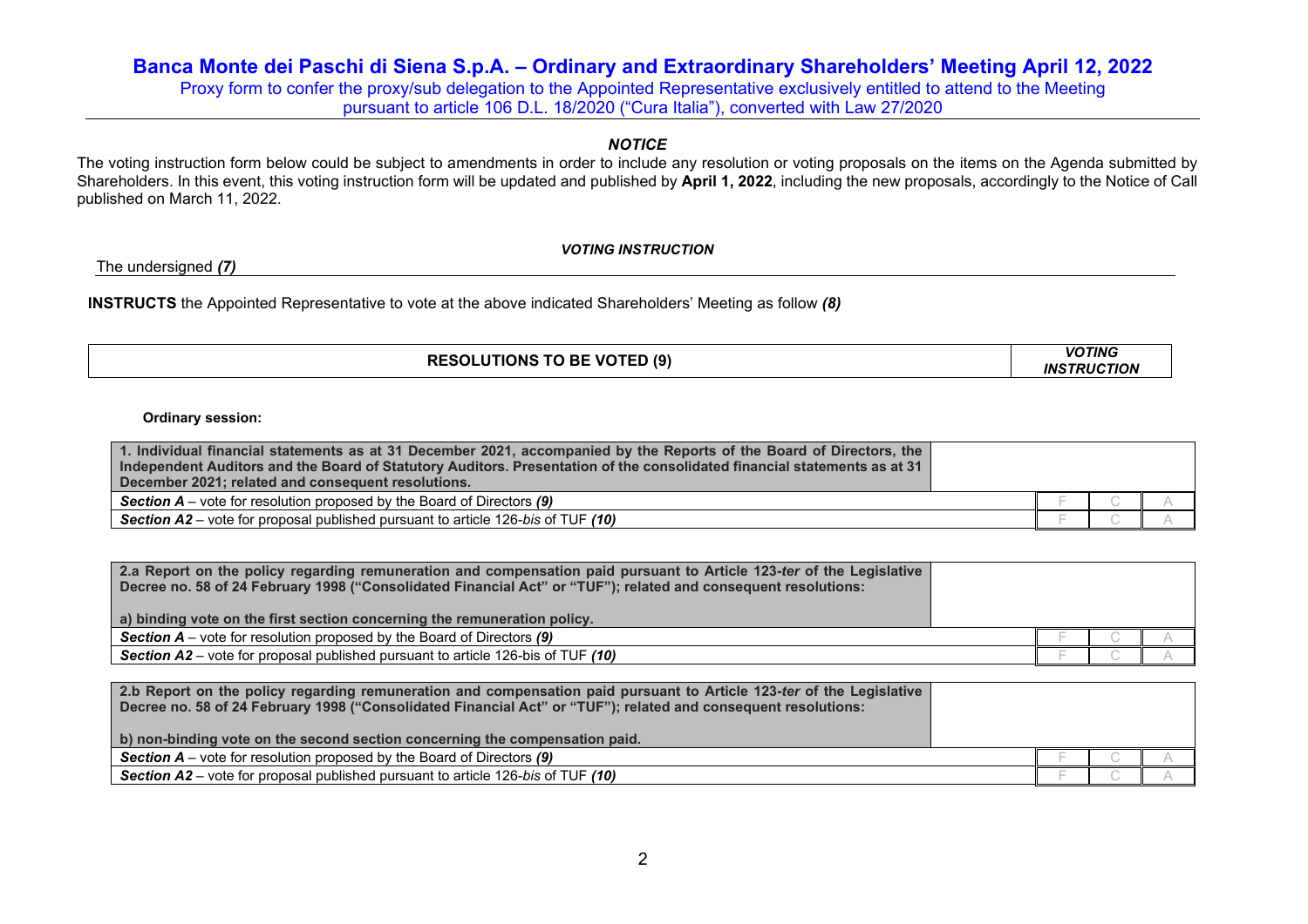# Banca Monte dei Paschi di Siena S.p.A. – Ordinary and Extraordinary Shareholders' Meeting April 12, 2022

Proxy form to confer the proxy/sub delegation to the Appointed Representative exclusively entitled to attend to the Meeting pursuant to article 106 D.L. 18/2020 ("Cura Italia"), converted with Law 27/2020

***NOTICE***

The voting instruction form below could be subject to amendments in order to include any resolution or voting proposals on the items on the Agenda submitted by Shareholders. In this event, this voting instruction form will be updated and published by **April 1, 2022**, including the new proposals, accordingly to the Notice of Call published on March 11, 2022.

***VOTING INSTRUCTION***

The undersigned ***(7)*** ______________________________________________

**INSTRUCTS** the Appointed Representative to vote at the above indicated Shareholders' Meeting as follow ***(8)***

| **RESOLUTIONS TO BE VOTED (9)** | ***VOTING INSTRUCTION*** |
|---|---|

**Ordinary session:**

| **1. Individual financial statements as at 31 December 2021, accompanied by the Reports of the Board of Directors, the Independent Auditors and the Board of Statutory Auditors. Presentation of the consolidated financial statements as at 31 December 2021; related and consequent resolutions.** | | | |
|---|---|---|---|
| ***Section A*** – vote for resolution proposed by the Board of Directors ***(9)*** | F | C | A |
| ***Section A2*** – vote for proposal published pursuant to article 126-*bis* of TUF ***(10)*** | F | C | A |

| **2.a Report on the policy regarding remuneration and compensation paid pursuant to Article 123-*ter* of the Legislative Decree no. 58 of 24 February 1998 ("Consolidated Financial Act" or "TUF"); related and consequent resolutions:**<br><br>**a) binding vote on the first section concerning the remuneration policy.** | | | |
|---|---|---|---|
| ***Section A*** – vote for resolution proposed by the Board of Directors ***(9)*** | F | C | A |
| ***Section A2*** – vote for proposal published pursuant to article 126-bis of TUF ***(10)*** | F | C | A |

| **2.b Report on the policy regarding remuneration and compensation paid pursuant to Article 123-*ter* of the Legislative Decree no. 58 of 24 February 1998 ("Consolidated Financial Act" or "TUF"); related and consequent resolutions:**<br><br>**b) non-binding vote on the second section concerning the compensation paid.** | | | |
|---|---|---|---|
| ***Section A*** – vote for resolution proposed by the Board of Directors ***(9)*** | F | C | A |
| ***Section A2*** – vote for proposal published pursuant to article 126-*bis* of TUF ***(10)*** | F | C | A |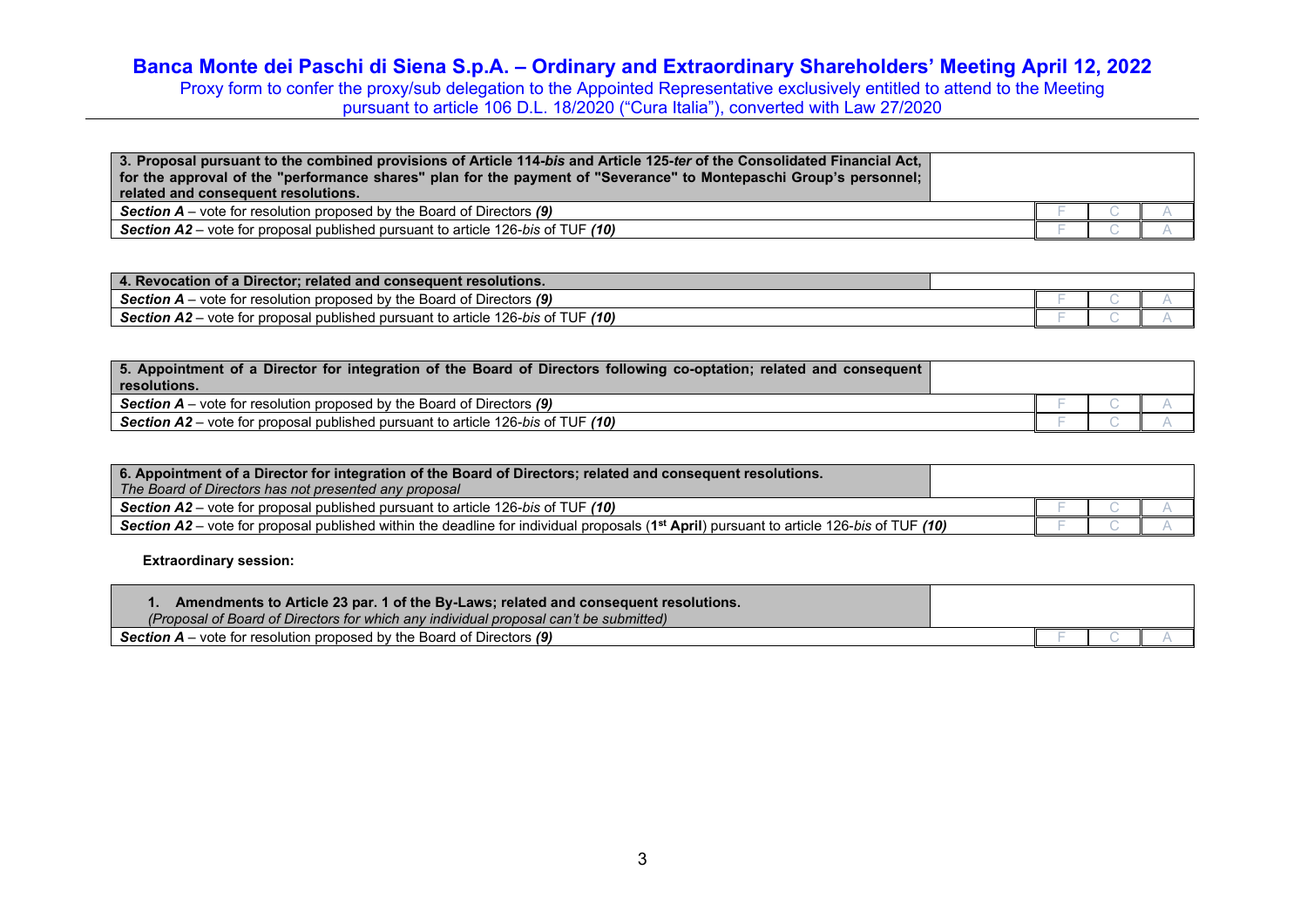| 3. Proposal pursuant to the combined provisions of Article 114-*bis* and Article 125-*ter* of the Consolidated Financial Act, for the approval of the "performance shares" plan for the payment of "Severance" to Montepaschi Group's personnel; related and consequent resolutions. | | | |
|---|---|---|---|
| ***Section A*** – vote for resolution proposed by the Board of Directors ***(9)*** | F | C | A |
| ***Section A2*** – vote for proposal published pursuant to article 126-*bis* of TUF ***(10)*** | F | C | A |

| 4. Revocation of a Director; related and consequent resolutions. | | | |
|---|---|---|---|
| ***Section A*** – vote for resolution proposed by the Board of Directors ***(9)*** | F | C | A |
| ***Section A2*** – vote for proposal published pursuant to article 126-*bis* of TUF ***(10)*** | F | C | A |

| 5. Appointment of a Director for integration of the Board of Directors following co-optation; related and consequent resolutions. | | | |
|---|---|---|---|
| ***Section A*** – vote for resolution proposed by the Board of Directors ***(9)*** | F | C | A |
| ***Section A2*** – vote for proposal published pursuant to article 126-*bis* of TUF ***(10)*** | F | C | A |

| 6. Appointment of a Director for integration of the Board of Directors; related and consequent resolutions. *The Board of Directors has not presented any proposal* | | | |
|---|---|---|---|
| ***Section A2*** – vote for proposal published pursuant to article 126-*bis* of TUF ***(10)*** | F | C | A |
| ***Section A2*** – vote for proposal published within the deadline for individual proposals (**1st April**) pursuant to article 126-*bis* of TUF ***(10)*** | F | C | A |

**Extraordinary session:**

| 1. Amendments to Article 23 par. 1 of the By-Laws; related and consequent resolutions. *(Proposal of Board of Directors for which any individual proposal can't be submitted)* | | | |
|---|---|---|---|
| ***Section A*** – vote for resolution proposed by the Board of Directors ***(9)*** | F | C | A |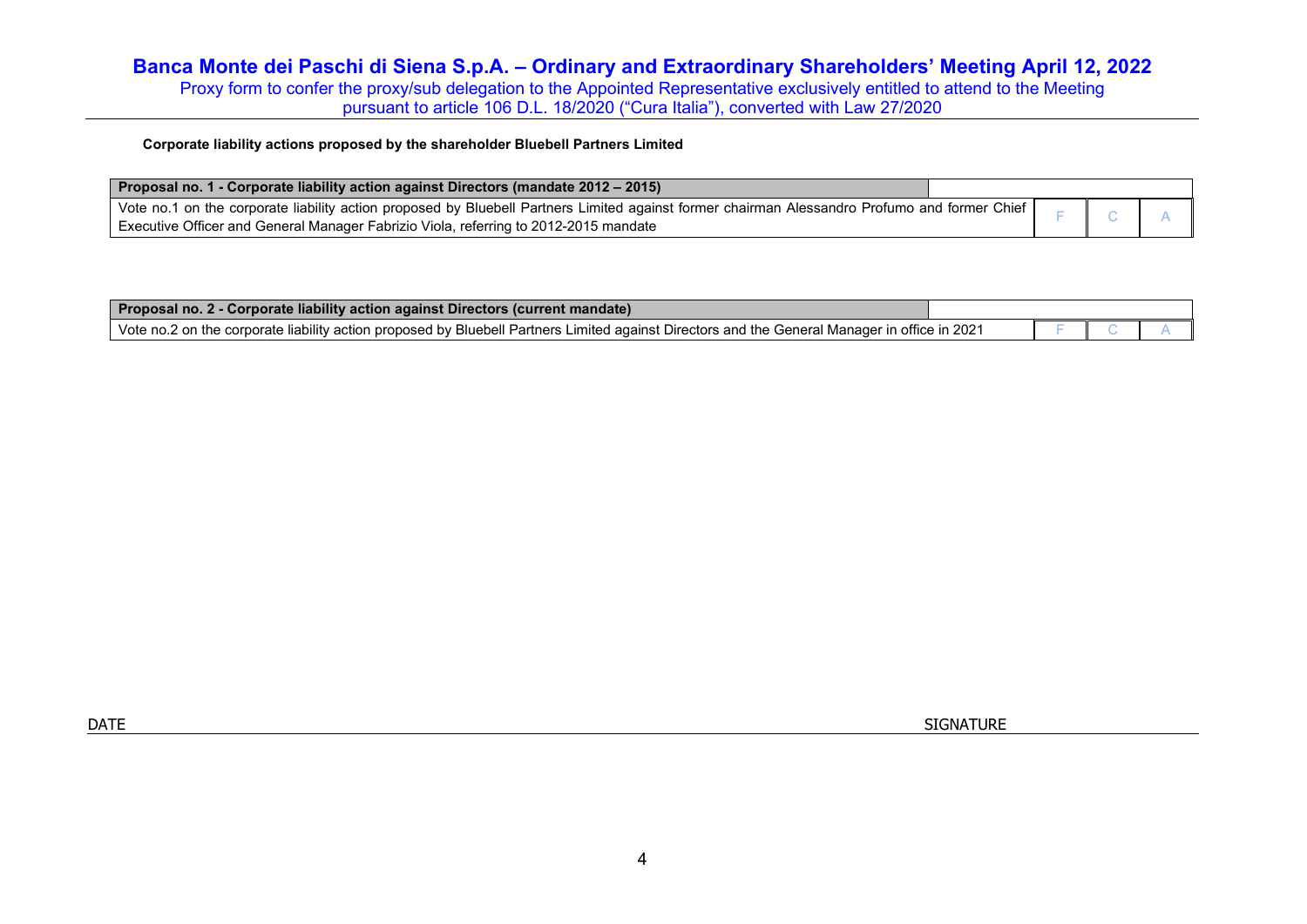# Banca Monte dei Paschi di Siena S.p.A. – Ordinary and Extraordinary Shareholders' Meeting April 12, 2022

Proxy form to confer the proxy/sub delegation to the Appointed Representative exclusively entitled to attend to the Meeting pursuant to article 106 D.L. 18/2020 ("Cura Italia"), converted with Law 27/2020

**Corporate liability actions proposed by the shareholder Bluebell Partners Limited**

| **Proposal no. 1 - Corporate liability action against Directors (mandate 2012 – 2015)** | | | |
|---|---|---|---|
| Vote no.1 on the corporate liability action proposed by Bluebell Partners Limited against former chairman Alessandro Profumo and former Chief Executive Officer and General Manager Fabrizio Viola, referring to 2012-2015 mandate | F | C | A |

| **Proposal no. 2 - Corporate liability action against Directors (current mandate)** | | | |
|---|---|---|---|
| Vote no.2 on the corporate liability action proposed by Bluebell Partners Limited against Directors and the General Manager in office in 2021 | F | C | A |

DATE SIGNATURE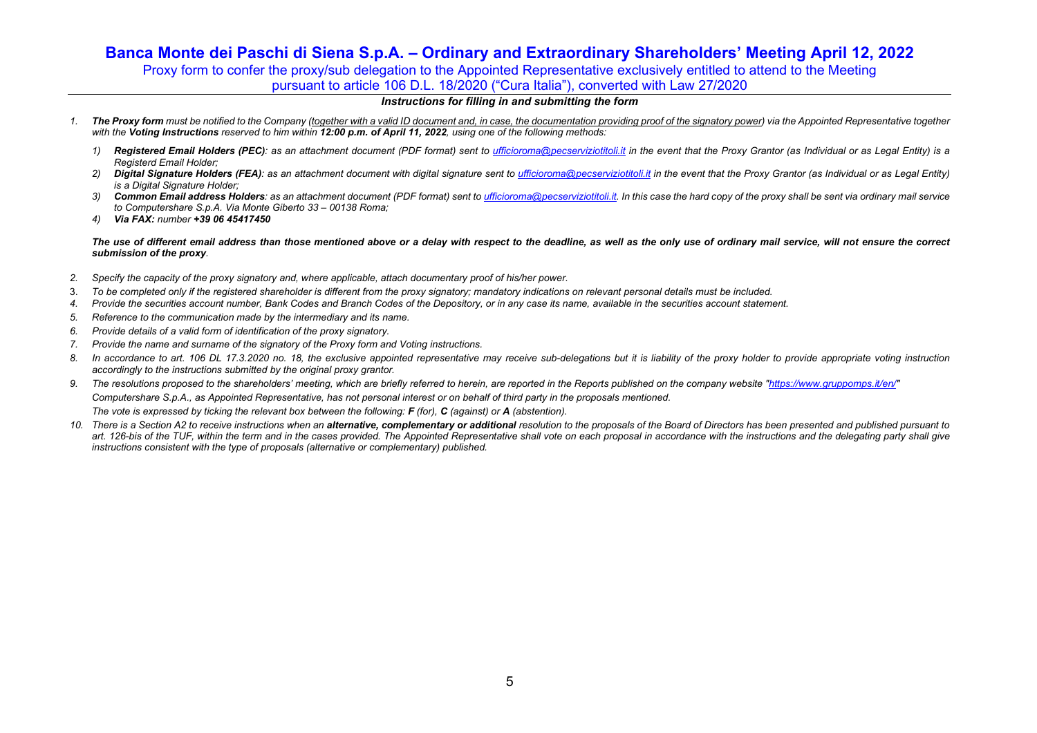# Banca Monte dei Paschi di Siena S.p.A. – Ordinary and Extraordinary Shareholders' Meeting April 12, 2022

Proxy form to confer the proxy/sub delegation to the Appointed Representative exclusively entitled to attend to the Meeting pursuant to article 106 D.L. 18/2020 ("Cura Italia"), converted with Law 27/2020

***Instructions for filling in and submitting the form***

1. ***The Proxy form*** *must be notified to the Company (together with a valid ID document and, in case, the documentation providing proof of the signatory power) via the Appointed Representative together with the* ***Voting Instructions*** *reserved to him within* ***12:00 p.m. of April 11, 2022****, using one of the following methods:*
   1) ***Registered Email Holders (PEC)****: as an attachment document (PDF format) sent to ufficioroma@pecserviziotitoli.it in the event that the Proxy Grantor (as Individual or as Legal Entity) is a Registerd Email Holder;*
   2) ***Digital Signature Holders (FEA)****: as an attachment document with digital signature sent to ufficioroma@pecserviziotitoli.it in the event that the Proxy Grantor (as Individual or as Legal Entity) is a Digital Signature Holder;*
   3) ***Common Email address Holders****: as an attachment document (PDF format) sent to ufficioroma@pecserviziotitoli.it. In this case the hard copy of the proxy shall be sent via ordinary mail service to Computershare S.p.A. Via Monte Giberto 33 – 00138 Roma;*
   4) ***Via FAX:*** *number* ***+39 06 45417450***

***The use of different email address than those mentioned above or a delay with respect to the deadline, as well as the only use of ordinary mail service, will not ensure the correct submission of the proxy****.*

2. *Specify the capacity of the proxy signatory and, where applicable, attach documentary proof of his/her power.*
3. *To be completed only if the registered shareholder is different from the proxy signatory; mandatory indications on relevant personal details must be included.*
4. *Provide the securities account number, Bank Codes and Branch Codes of the Depository, or in any case its name, available in the securities account statement.*
5. *Reference to the communication made by the intermediary and its name.*
6. *Provide details of a valid form of identification of the proxy signatory.*
7. *Provide the name and surname of the signatory of the Proxy form and Voting instructions.*
8. *In accordance to art. 106 DL 17.3.2020 no. 18, the exclusive appointed representative may receive sub-delegations but it is liability of the proxy holder to provide appropriate voting instruction accordingly to the instructions submitted by the original proxy grantor.*
9. *The resolutions proposed to the shareholders' meeting, which are briefly referred to herein, are reported in the Reports published on the company website "https://www.gruppomps.it/en/"*
   *Computershare S.p.A., as Appointed Representative, has not personal interest or on behalf of third party in the proposals mentioned.*
   *The vote is expressed by ticking the relevant box between the following:* ***F*** *(for),* ***C*** *(against) or* ***A*** *(abstention).*
10. *There is a Section A2 to receive instructions when an* ***alternative, complementary or additional*** *resolution to the proposals of the Board of Directors has been presented and published pursuant to art. 126-bis of the TUF, within the term and in the cases provided. The Appointed Representative shall vote on each proposal in accordance with the instructions and the delegating party shall give instructions consistent with the type of proposals (alternative or complementary) published.*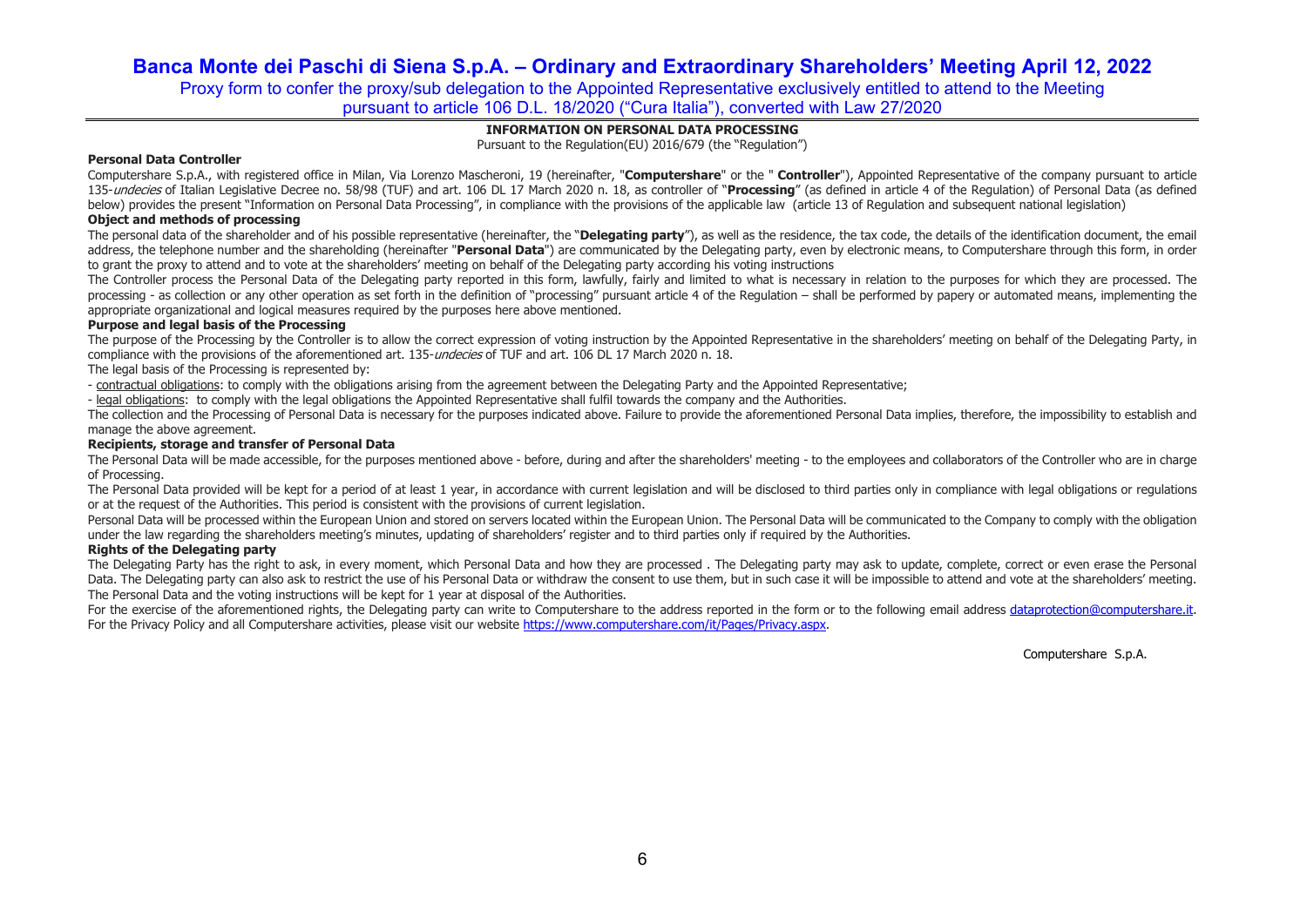# Banca Monte dei Paschi di Siena S.p.A. – Ordinary and Extraordinary Shareholders' Meeting April 12, 2022

Proxy form to confer the proxy/sub delegation to the Appointed Representative exclusively entitled to attend to the Meeting pursuant to article 106 D.L. 18/2020 ("Cura Italia"), converted with Law 27/2020

## INFORMATION ON PERSONAL DATA PROCESSING

Pursuant to the Regulation(EU) 2016/679 (the "Regulation")

**Personal Data Controller**

Computershare S.p.A., with registered office in Milan, Via Lorenzo Mascheroni, 19 (hereinafter, "**Computershare**" or the " **Controller**"), Appointed Representative of the company pursuant to article 135-*undecies* of Italian Legislative Decree no. 58/98 (TUF) and art. 106 DL 17 March 2020 n. 18, as controller of "**Processing**" (as defined in article 4 of the Regulation) of Personal Data (as defined below) provides the present "Information on Personal Data Processing", in compliance with the provisions of the applicable law (article 13 of Regulation and subsequent national legislation)

**Object and methods of processing**

The personal data of the shareholder and of his possible representative (hereinafter, the "**Delegating party**"), as well as the residence, the tax code, the details of the identification document, the email address, the telephone number and the shareholding (hereinafter "**Personal Data**") are communicated by the Delegating party, even by electronic means, to Computershare through this form, in order to grant the proxy to attend and to vote at the shareholders' meeting on behalf of the Delegating party according his voting instructions

The Controller process the Personal Data of the Delegating party reported in this form, lawfully, fairly and limited to what is necessary in relation to the purposes for which they are processed. The processing - as collection or any other operation as set forth in the definition of "processing" pursuant article 4 of the Regulation – shall be performed by papery or automated means, implementing the appropriate organizational and logical measures required by the purposes here above mentioned.

**Purpose and legal basis of the Processing**

The purpose of the Processing by the Controller is to allow the correct expression of voting instruction by the Appointed Representative in the shareholders' meeting on behalf of the Delegating Party, in compliance with the provisions of the aforementioned art. 135-*undecies* of TUF and art. 106 DL 17 March 2020 n. 18.

The legal basis of the Processing is represented by:

- contractual obligations: to comply with the obligations arising from the agreement between the Delegating Party and the Appointed Representative;
- legal obligations: to comply with the legal obligations the Appointed Representative shall fulfil towards the company and the Authorities.

The collection and the Processing of Personal Data is necessary for the purposes indicated above. Failure to provide the aforementioned Personal Data implies, therefore, the impossibility to establish and manage the above agreement.

**Recipients, storage and transfer of Personal Data**

The Personal Data will be made accessible, for the purposes mentioned above - before, during and after the shareholders' meeting - to the employees and collaborators of the Controller who are in charge of Processing.

The Personal Data provided will be kept for a period of at least 1 year, in accordance with current legislation and will be disclosed to third parties only in compliance with legal obligations or regulations or at the request of the Authorities. This period is consistent with the provisions of current legislation.

Personal Data will be processed within the European Union and stored on servers located within the European Union. The Personal Data will be communicated to the Company to comply with the obligation under the law regarding the shareholders meeting's minutes, updating of shareholders' register and to third parties only if required by the Authorities.

**Rights of the Delegating party**

The Delegating Party has the right to ask, in every moment, which Personal Data and how they are processed . The Delegating party may ask to update, complete, correct or even erase the Personal Data. The Delegating party can also ask to restrict the use of his Personal Data or withdraw the consent to use them, but in such case it will be impossible to attend and vote at the shareholders' meeting. The Personal Data and the voting instructions will be kept for 1 year at disposal of the Authorities.

For the exercise of the aforementioned rights, the Delegating party can write to Computershare to the address reported in the form or to the following email address dataprotection@computershare.it. For the Privacy Policy and all Computershare activities, please visit our website https://www.computershare.com/it/Pages/Privacy.aspx.

Computershare S.p.A.